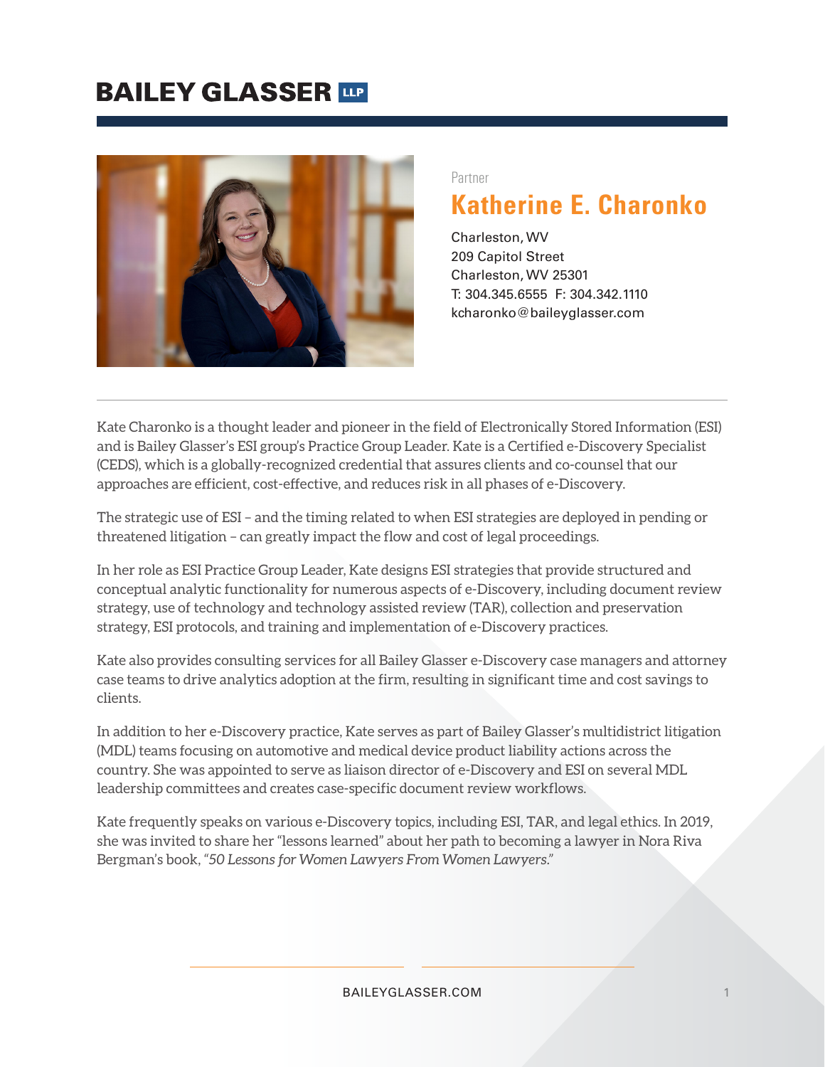# BAILEY GLASSER LLP

Partner

## Katherine E. Charonko

Charleston, WV
209 Capitol Street
Charleston, WV 25301
T: 304.345.6555 F: 304.342.1110
kcharonko@baileyglasser.com

---

Kate Charonko is a thought leader and pioneer in the field of Electronically Stored Information (ESI) and is Bailey Glasser's ESI group's Practice Group Leader. Kate is a Certified e-Discovery Specialist (CEDS), which is a globally-recognized credential that assures clients and co-counsel that our approaches are efficient, cost-effective, and reduces risk in all phases of e-Discovery.

The strategic use of ESI – and the timing related to when ESI strategies are deployed in pending or threatened litigation – can greatly impact the flow and cost of legal proceedings.

In her role as ESI Practice Group Leader, Kate designs ESI strategies that provide structured and conceptual analytic functionality for numerous aspects of e-Discovery, including document review strategy, use of technology and technology assisted review (TAR), collection and preservation strategy, ESI protocols, and training and implementation of e-Discovery practices.

Kate also provides consulting services for all Bailey Glasser e-Discovery case managers and attorney case teams to drive analytics adoption at the firm, resulting in significant time and cost savings to clients.

In addition to her e-Discovery practice, Kate serves as part of Bailey Glasser's multidistrict litigation (MDL) teams focusing on automotive and medical device product liability actions across the country. She was appointed to serve as liaison director of e-Discovery and ESI on several MDL leadership committees and creates case-specific document review workflows.

Kate frequently speaks on various e-Discovery topics, including ESI, TAR, and legal ethics. In 2019, she was invited to share her "lessons learned" about her path to becoming a lawyer in Nora Riva Bergman's book, *"50 Lessons for Women Lawyers From Women Lawyers."*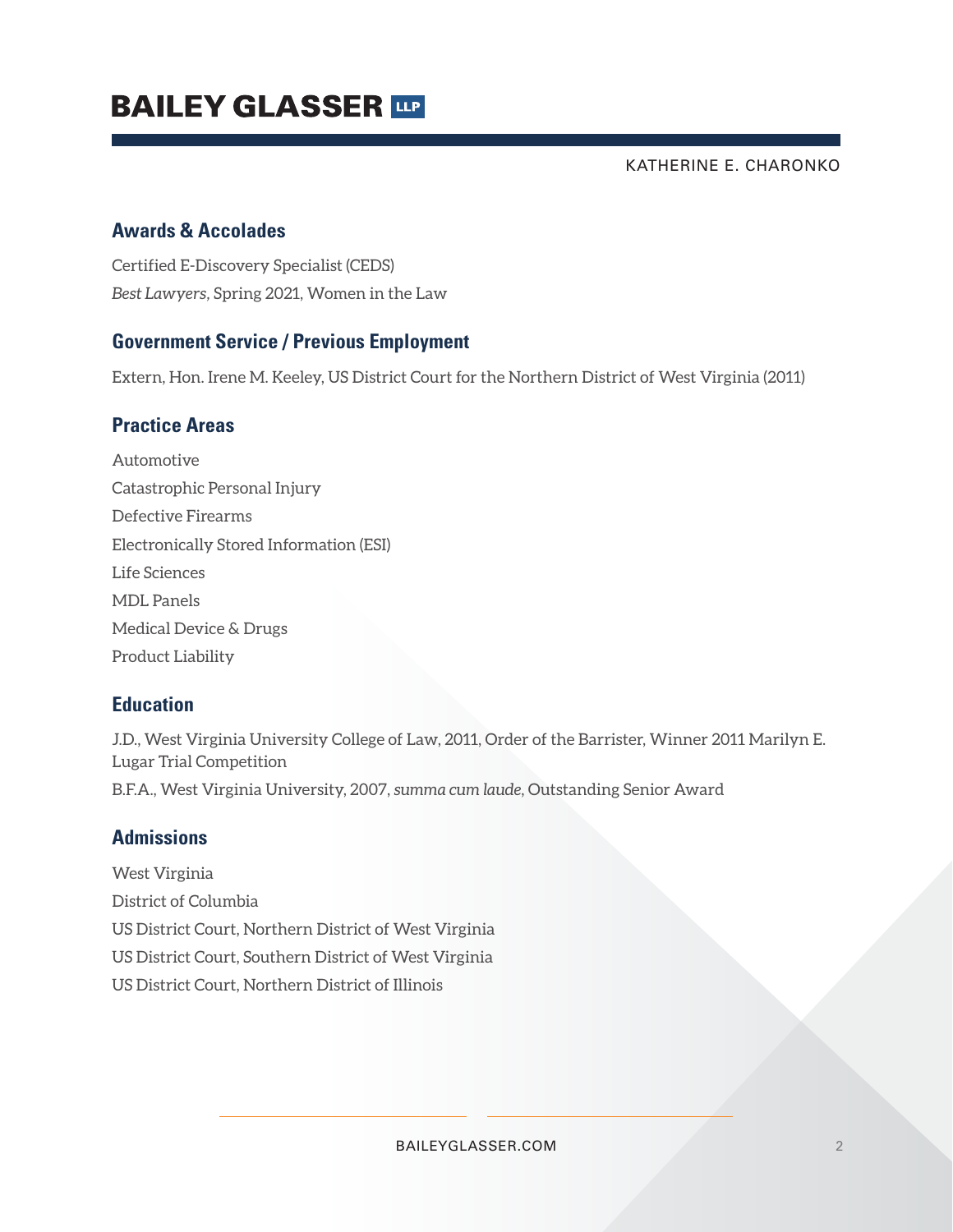## Awards & Accolades

Certified E-Discovery Specialist (CEDS)

*Best Lawyers*, Spring 2021, Women in the Law

## Government Service / Previous Employment

Extern, Hon. Irene M. Keeley, US District Court for the Northern District of West Virginia (2011)

## Practice Areas

Automotive

Catastrophic Personal Injury

Defective Firearms

Electronically Stored Information (ESI)

Life Sciences

MDL Panels

Medical Device & Drugs

Product Liability

## Education

J.D., West Virginia University College of Law, 2011, Order of the Barrister, Winner 2011 Marilyn E. Lugar Trial Competition

B.F.A., West Virginia University, 2007, *summa cum laude*, Outstanding Senior Award

## Admissions

West Virginia

District of Columbia

US District Court, Northern District of West Virginia

US District Court, Southern District of West Virginia

US District Court, Northern District of Illinois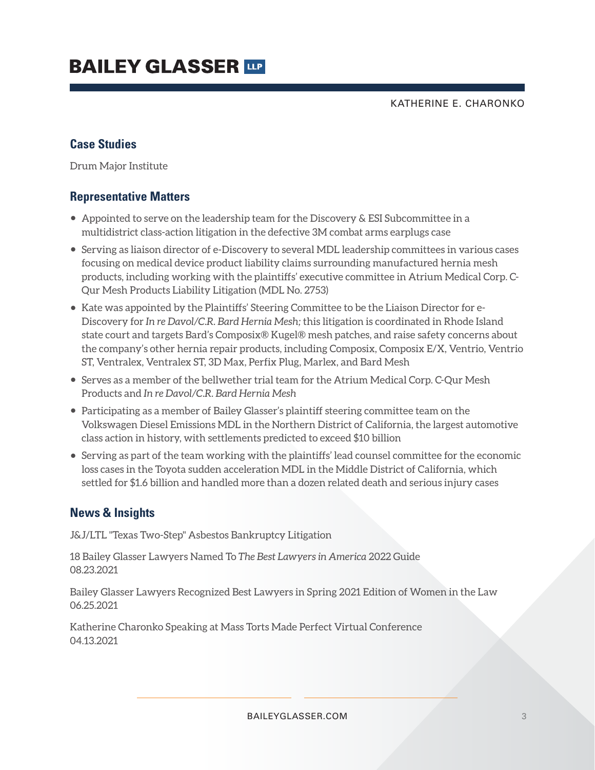## Case Studies

Drum Major Institute

## Representative Matters

- Appointed to serve on the leadership team for the Discovery & ESI Subcommittee in a multidistrict class-action litigation in the defective 3M combat arms earplugs case
- Serving as liaison director of e-Discovery to several MDL leadership committees in various cases focusing on medical device product liability claims surrounding manufactured hernia mesh products, including working with the plaintiffs' executive committee in Atrium Medical Corp. C-Qur Mesh Products Liability Litigation (MDL No. 2753)
- Kate was appointed by the Plaintiffs' Steering Committee to be the Liaison Director for e-Discovery for *In re Davol/C.R. Bard Hernia Mesh;* this litigation is coordinated in Rhode Island state court and targets Bard's Composix® Kugel® mesh patches, and raise safety concerns about the company's other hernia repair products, including Composix, Composix E/X, Ventrio, Ventrio ST, Ventralex, Ventralex ST, 3D Max, Perfix Plug, Marlex, and Bard Mesh
- Serves as a member of the bellwether trial team for the Atrium Medical Corp. C-Qur Mesh Products and *In re Davol/C.R. Bard Hernia Mesh*
- Participating as a member of Bailey Glasser's plaintiff steering committee team on the Volkswagen Diesel Emissions MDL in the Northern District of California, the largest automotive class action in history, with settlements predicted to exceed $10 billion
- Serving as part of the team working with the plaintiffs' lead counsel committee for the economic loss cases in the Toyota sudden acceleration MDL in the Middle District of California, which settled for $1.6 billion and handled more than a dozen related death and serious injury cases

## News & Insights

J&J/LTL "Texas Two-Step" Asbestos Bankruptcy Litigation

18 Bailey Glasser Lawyers Named To *The Best Lawyers in America* 2022 Guide
08.23.2021

Bailey Glasser Lawyers Recognized Best Lawyers in Spring 2021 Edition of Women in the Law
06.25.2021

Katherine Charonko Speaking at Mass Torts Made Perfect Virtual Conference
04.13.2021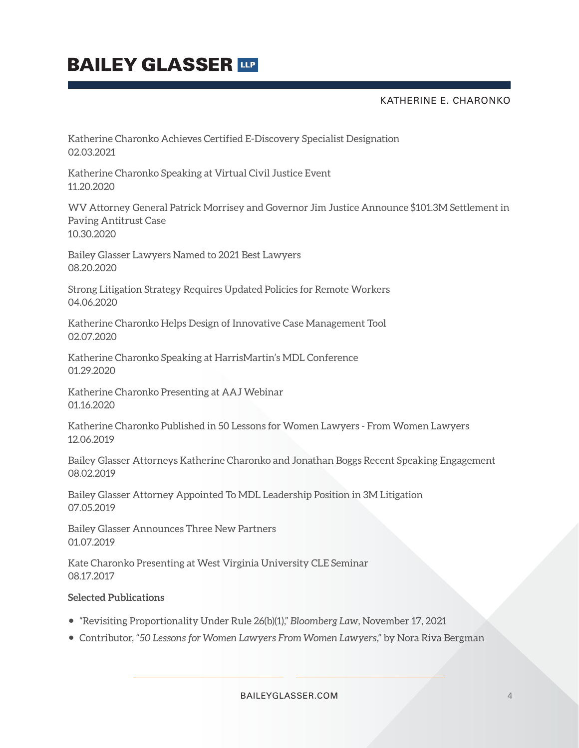Katherine Charonko Achieves Certified E-Discovery Specialist Designation
02.03.2021

Katherine Charonko Speaking at Virtual Civil Justice Event
11.20.2020

WV Attorney General Patrick Morrisey and Governor Jim Justice Announce $101.3M Settlement in Paving Antitrust Case
10.30.2020

Bailey Glasser Lawyers Named to 2021 Best Lawyers
08.20.2020

Strong Litigation Strategy Requires Updated Policies for Remote Workers
04.06.2020

Katherine Charonko Helps Design of Innovative Case Management Tool
02.07.2020

Katherine Charonko Speaking at HarrisMartin's MDL Conference
01.29.2020

Katherine Charonko Presenting at AAJ Webinar
01.16.2020

Katherine Charonko Published in 50 Lessons for Women Lawyers - From Women Lawyers
12.06.2019

Bailey Glasser Attorneys Katherine Charonko and Jonathan Boggs Recent Speaking Engagement
08.02.2019

Bailey Glasser Attorney Appointed To MDL Leadership Position in 3M Litigation
07.05.2019

Bailey Glasser Announces Three New Partners
01.07.2019

Kate Charonko Presenting at West Virginia University CLE Seminar
08.17.2017

**Selected Publications**

- "Revisiting Proportionality Under Rule 26(b)(1)," *Bloomberg Law*, November 17, 2021
- Contributor, *"50 Lessons for Women Lawyers From Women Lawyers,"* by Nora Riva Bergman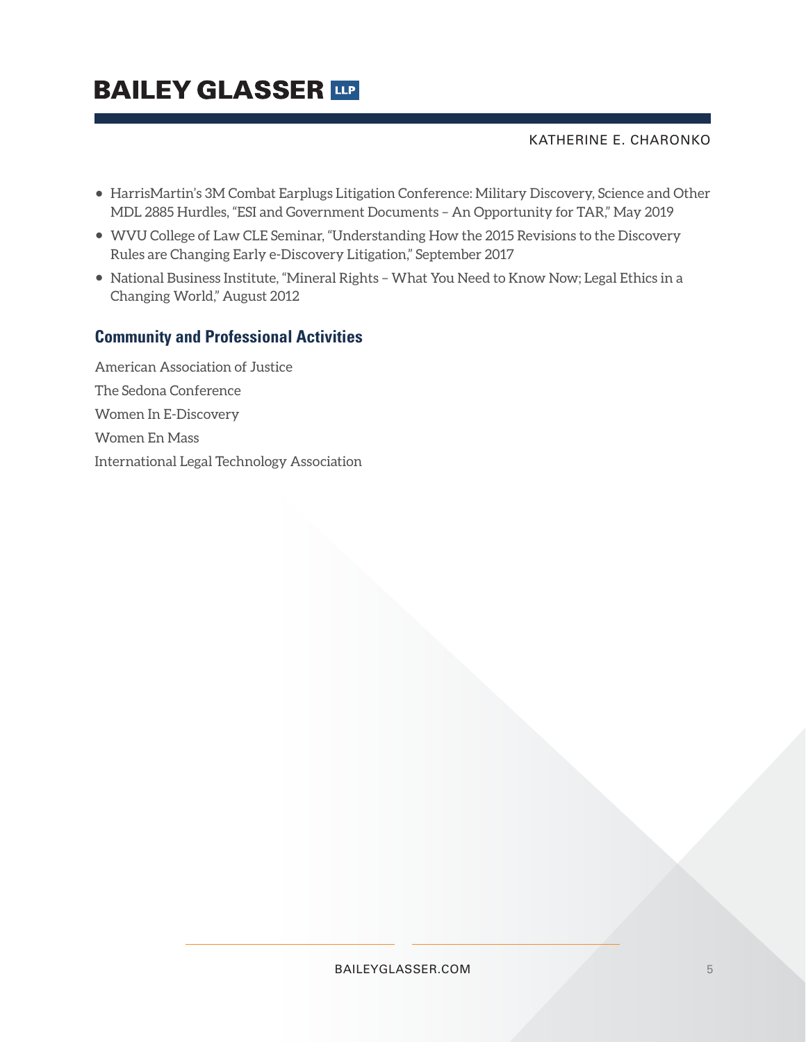- HarrisMartin's 3M Combat Earplugs Litigation Conference: Military Discovery, Science and Other MDL 2885 Hurdles, "ESI and Government Documents – An Opportunity for TAR," May 2019
- WVU College of Law CLE Seminar, "Understanding How the 2015 Revisions to the Discovery Rules are Changing Early e-Discovery Litigation," September 2017
- National Business Institute, "Mineral Rights – What You Need to Know Now; Legal Ethics in a Changing World," August 2012

## Community and Professional Activities

American Association of Justice

The Sedona Conference

Women In E-Discovery

Women En Mass

International Legal Technology Association